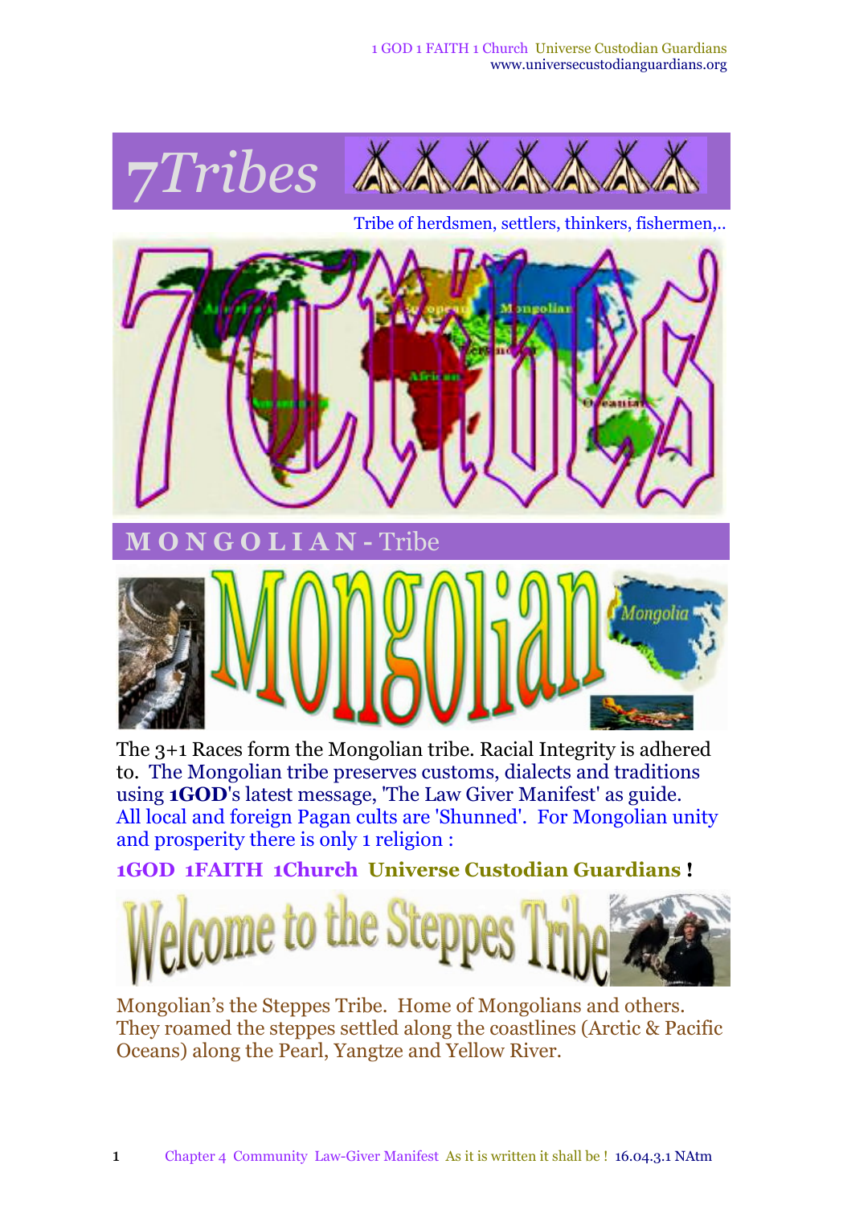# 7Tribes

Tribe of herdsmen, settlers, thinkers, fishermen,..

## MONGOLIAN - Tribe

The 3+1 Races form the Mongolian tribe. Racial Integrity is adhered to. The Mongolian tribe preserves customs, dialects and traditions using **1GOD**'s latest message, 'The Law Giver Manifest' as guide. All local and foreign Pagan cults are 'Shunned'. For Mongolian unity and prosperity there is only 1 religion :

**1GOD 1FAITH 1Church Universe Custodian Guardians !**

Mongolian's the Steppes Tribe. Home of Mongolians and others. They roamed the steppes settled along the coastlines (Arctic & Pacific Oceans) along the Pearl, Yangtze and Yellow River.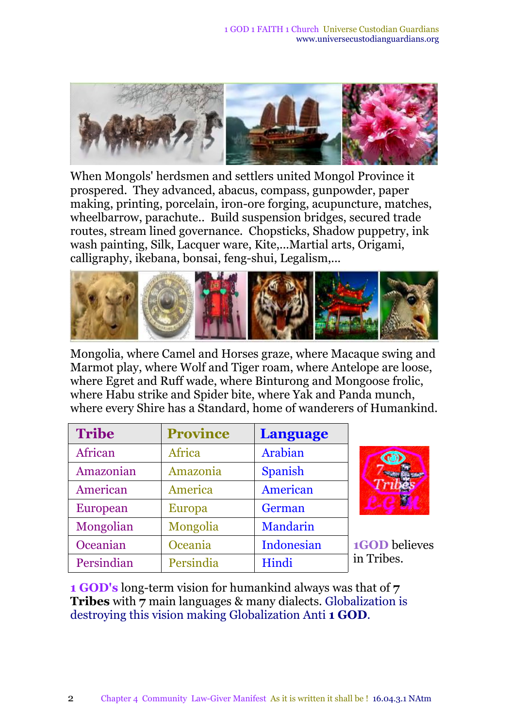When Mongols' herdsmen and settlers united Mongol Province it prospered. They advanced, abacus, compass, gunpowder, paper making, printing, porcelain, iron-ore forging, acupuncture, matches, wheelbarrow, parachute.. Build suspension bridges, secured trade routes, stream lined governance. Chopsticks, Shadow puppetry, ink wash painting, Silk, Lacquer ware, Kite,...Martial arts, Origami, calligraphy, ikebana, bonsai, feng-shui, Legalism,...

Mongolia, where Camel and Horses graze, where Macaque swing and Marmot play, where Wolf and Tiger roam, where Antelope are loose, where Egret and Ruff wade, where Binturong and Mongoose frolic, where Habu strike and Spider bite, where Yak and Panda munch, where every Shire has a Standard, home of wanderers of Humankind.

| Tribe | Province | Language |
| --- | --- | --- |
| African | Africa | Arabian |
| Amazonian | Amazonia | Spanish |
| American | America | American |
| European | Europa | German |
| Mongolian | Mongolia | Mandarin |
| Oceanian | Oceania | Indonesian |
| Persindian | Persindia | Hindi |

1GOD believes in Tribes.

1 GOD's long-term vision for humankind always was that of **7 Tribes** with **7** main languages & many dialects. Globalization is destroying this vision making Globalization Anti **1 GOD**.